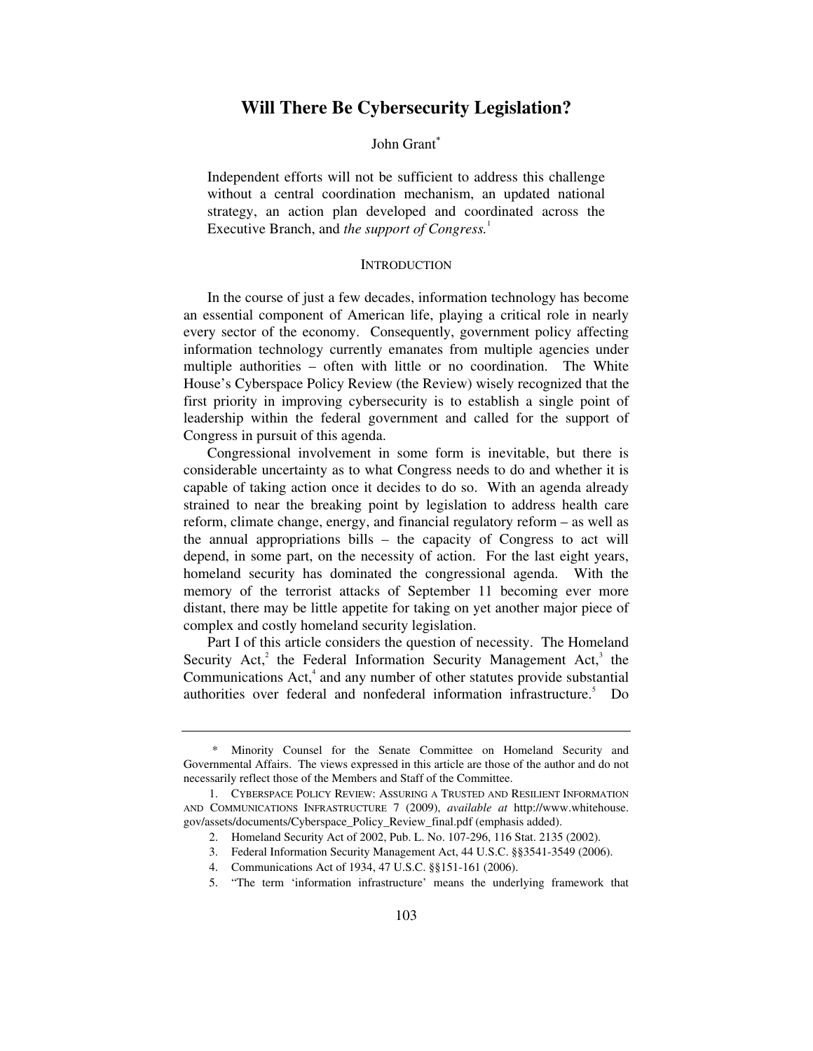# Will There Be Cybersecurity Legislation?

John Grant[*]

> Independent efforts will not be sufficient to address this challenge without a central coordination mechanism, an updated national strategy, an action plan developed and coordinated across the Executive Branch, and *the support of Congress.*[1]

## INTRODUCTION

In the course of just a few decades, information technology has become an essential component of American life, playing a critical role in nearly every sector of the economy. Consequently, government policy affecting information technology currently emanates from multiple agencies under multiple authorities – often with little or no coordination. The White House's Cyberspace Policy Review (the Review) wisely recognized that the first priority in improving cybersecurity is to establish a single point of leadership within the federal government and called for the support of Congress in pursuit of this agenda.

Congressional involvement in some form is inevitable, but there is considerable uncertainty as to what Congress needs to do and whether it is capable of taking action once it decides to do so. With an agenda already strained to near the breaking point by legislation to address health care reform, climate change, energy, and financial regulatory reform – as well as the annual appropriations bills – the capacity of Congress to act will depend, in some part, on the necessity of action. For the last eight years, homeland security has dominated the congressional agenda. With the memory of the terrorist attacks of September 11 becoming ever more distant, there may be little appetite for taking on yet another major piece of complex and costly homeland security legislation.

Part I of this article considers the question of necessity. The Homeland Security Act,[2] the Federal Information Security Management Act,[3] the Communications Act,[4] and any number of other statutes provide substantial authorities over federal and nonfederal information infrastructure.[5] Do

---

\* Minority Counsel for the Senate Committee on Homeland Security and Governmental Affairs. The views expressed in this article are those of the author and do not necessarily reflect those of the Members and Staff of the Committee.

1. CYBERSPACE POLICY REVIEW: ASSURING A TRUSTED AND RESILIENT INFORMATION AND COMMUNICATIONS INFRASTRUCTURE 7 (2009), *available at* http://www.whitehouse.gov/assets/documents/Cyberspace_Policy_Review_final.pdf (emphasis added).

2. Homeland Security Act of 2002, Pub. L. No. 107-296, 116 Stat. 2135 (2002).

3. Federal Information Security Management Act, 44 U.S.C. §§3541-3549 (2006).

4. Communications Act of 1934, 47 U.S.C. §§151-161 (2006).

5. "The term 'information infrastructure' means the underlying framework that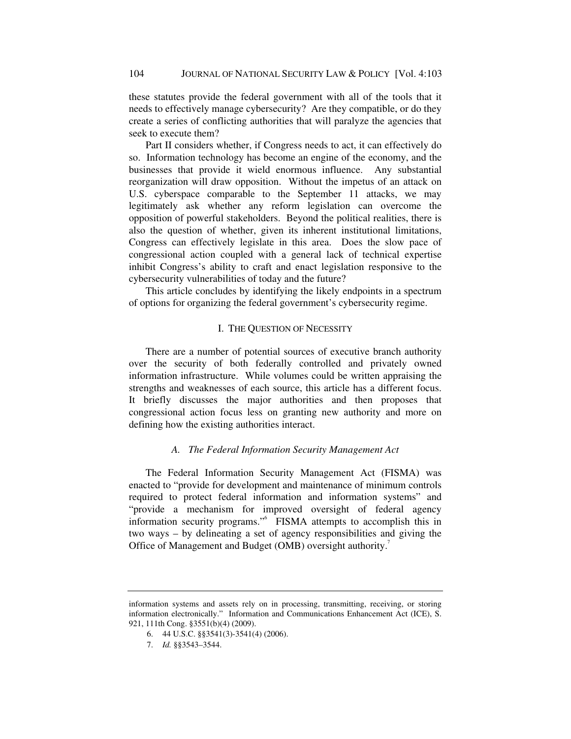these statutes provide the federal government with all of the tools that it needs to effectively manage cybersecurity? Are they compatible, or do they create a series of conflicting authorities that will paralyze the agencies that seek to execute them?

Part II considers whether, if Congress needs to act, it can effectively do so. Information technology has become an engine of the economy, and the businesses that provide it wield enormous influence. Any substantial reorganization will draw opposition. Without the impetus of an attack on U.S. cyberspace comparable to the September 11 attacks, we may legitimately ask whether any reform legislation can overcome the opposition of powerful stakeholders. Beyond the political realities, there is also the question of whether, given its inherent institutional limitations, Congress can effectively legislate in this area. Does the slow pace of congressional action coupled with a general lack of technical expertise inhibit Congress's ability to craft and enact legislation responsive to the cybersecurity vulnerabilities of today and the future?

This article concludes by identifying the likely endpoints in a spectrum of options for organizing the federal government's cybersecurity regime.

## I. THE QUESTION OF NECESSITY

There are a number of potential sources of executive branch authority over the security of both federally controlled and privately owned information infrastructure. While volumes could be written appraising the strengths and weaknesses of each source, this article has a different focus. It briefly discusses the major authorities and then proposes that congressional action focus less on granting new authority and more on defining how the existing authorities interact.

### *A. The Federal Information Security Management Act*

The Federal Information Security Management Act (FISMA) was enacted to "provide for development and maintenance of minimum controls required to protect federal information and information systems" and "provide a mechanism for improved oversight of federal agency information security programs."[6] FISMA attempts to accomplish this in two ways – by delineating a set of agency responsibilities and giving the Office of Management and Budget (OMB) oversight authority.[7]

---

information systems and assets rely on in processing, transmitting, receiving, or storing information electronically." Information and Communications Enhancement Act (ICE), S. 921, 111th Cong. §3551(b)(4) (2009).

6. 44 U.S.C. §§3541(3)-3541(4) (2006).

7. *Id.* §§3543–3544.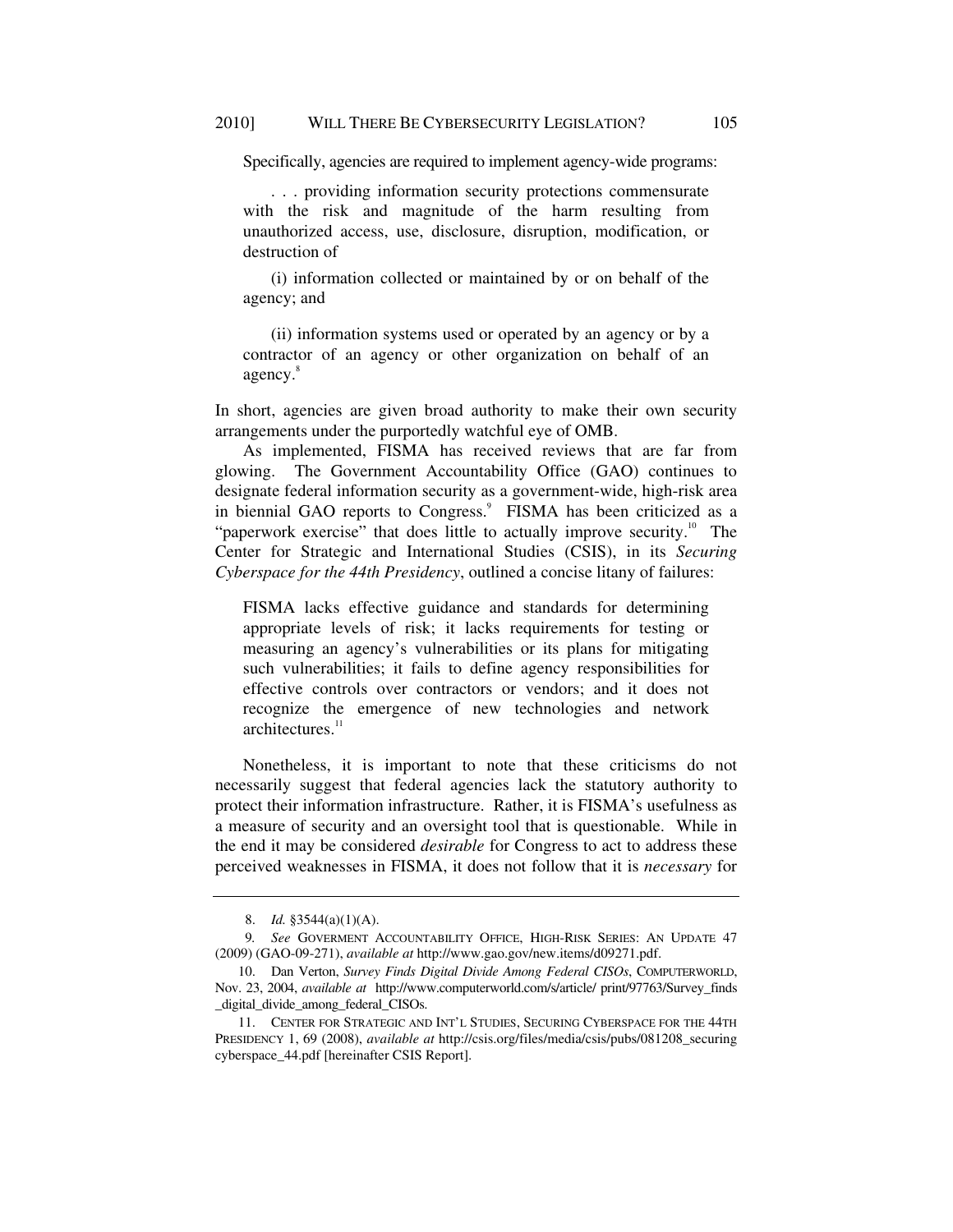Specifically, agencies are required to implement agency-wide programs:

> . . . providing information security protections commensurate with the risk and magnitude of the harm resulting from unauthorized access, use, disclosure, disruption, modification, or destruction of
>
> (i) information collected or maintained by or on behalf of the agency; and
>
> (ii) information systems used or operated by an agency or by a contractor of an agency or other organization on behalf of an agency.[8]

In short, agencies are given broad authority to make their own security arrangements under the purportedly watchful eye of OMB.

As implemented, FISMA has received reviews that are far from glowing. The Government Accountability Office (GAO) continues to designate federal information security as a government-wide, high-risk area in biennial GAO reports to Congress.[9] FISMA has been criticized as a "paperwork exercise" that does little to actually improve security.[10] The Center for Strategic and International Studies (CSIS), in its *Securing Cyberspace for the 44th Presidency*, outlined a concise litany of failures:

> FISMA lacks effective guidance and standards for determining appropriate levels of risk; it lacks requirements for testing or measuring an agency's vulnerabilities or its plans for mitigating such vulnerabilities; it fails to define agency responsibilities for effective controls over contractors or vendors; and it does not recognize the emergence of new technologies and network architectures.[11]

Nonetheless, it is important to note that these criticisms do not necessarily suggest that federal agencies lack the statutory authority to protect their information infrastructure. Rather, it is FISMA's usefulness as a measure of security and an oversight tool that is questionable. While in the end it may be considered *desirable* for Congress to act to address these perceived weaknesses in FISMA, it does not follow that it is *necessary* for

---

8. *Id.* §3544(a)(1)(A).

9. *See* GOVERMENT ACCOUNTABILITY OFFICE, HIGH-RISK SERIES: AN UPDATE 47 (2009) (GAO-09-271), *available at* http://www.gao.gov/new.items/d09271.pdf.

10. Dan Verton, *Survey Finds Digital Divide Among Federal CISOs*, COMPUTERWORLD, Nov. 23, 2004, *available at* http://www.computerworld.com/s/article/ print/97763/Survey_finds _digital_divide_among_federal_CISOs.

11. CENTER FOR STRATEGIC AND INT'L STUDIES, SECURING CYBERSPACE FOR THE 44TH PRESIDENCY 1, 69 (2008), *available at* http://csis.org/files/media/csis/pubs/081208_securing cyberspace_44.pdf [hereinafter CSIS Report].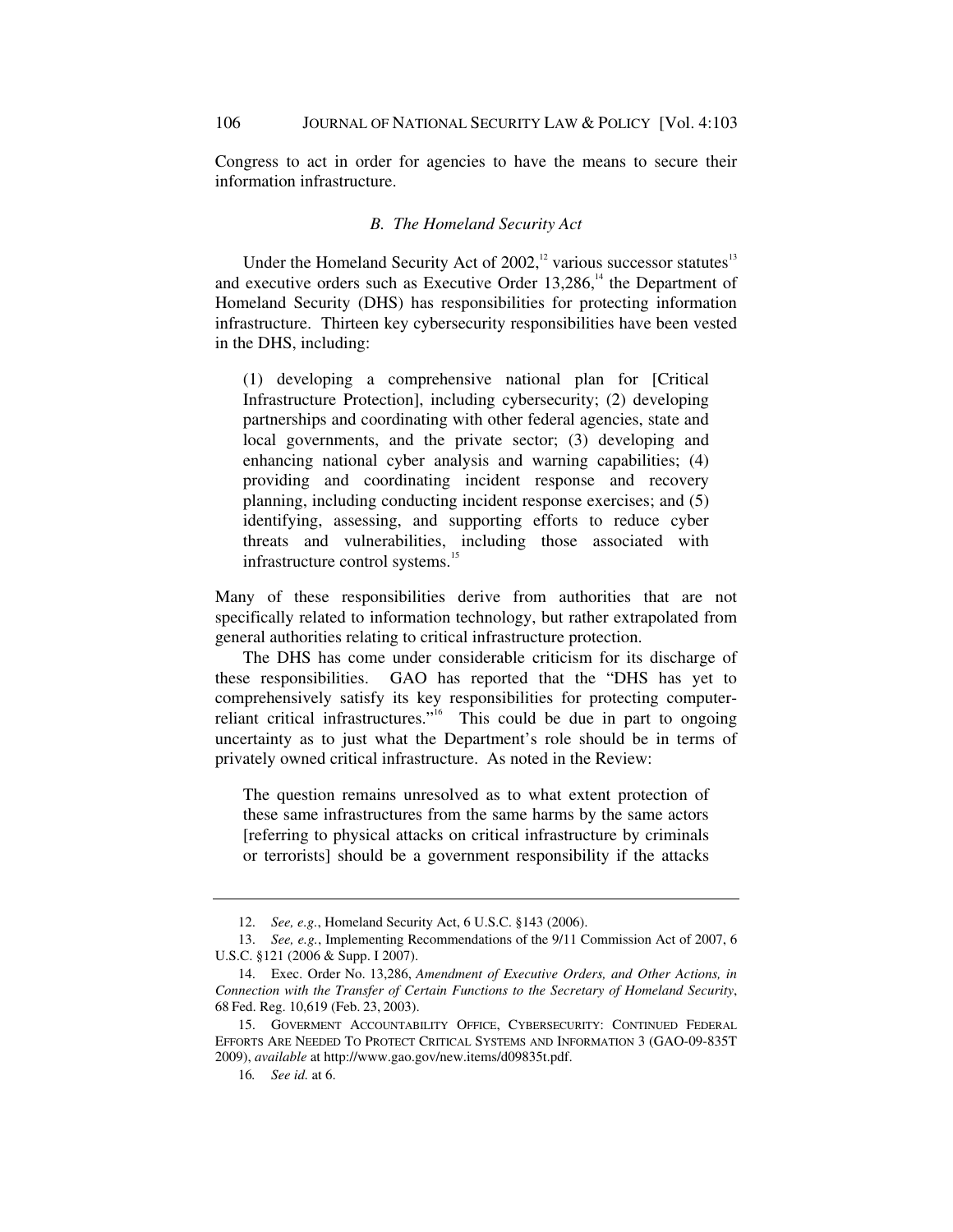Congress to act in order for agencies to have the means to secure their information infrastructure.

### *B. The Homeland Security Act*

Under the Homeland Security Act of 2002,[12] various successor statutes[13] and executive orders such as Executive Order 13,286,[14] the Department of Homeland Security (DHS) has responsibilities for protecting information infrastructure. Thirteen key cybersecurity responsibilities have been vested in the DHS, including:

> (1) developing a comprehensive national plan for [Critical Infrastructure Protection], including cybersecurity; (2) developing partnerships and coordinating with other federal agencies, state and local governments, and the private sector; (3) developing and enhancing national cyber analysis and warning capabilities; (4) providing and coordinating incident response and recovery planning, including conducting incident response exercises; and (5) identifying, assessing, and supporting efforts to reduce cyber threats and vulnerabilities, including those associated with infrastructure control systems.[15]

Many of these responsibilities derive from authorities that are not specifically related to information technology, but rather extrapolated from general authorities relating to critical infrastructure protection.

The DHS has come under considerable criticism for its discharge of these responsibilities. GAO has reported that the "DHS has yet to comprehensively satisfy its key responsibilities for protecting computer-reliant critical infrastructures."[16] This could be due in part to ongoing uncertainty as to just what the Department's role should be in terms of privately owned critical infrastructure. As noted in the Review:

> The question remains unresolved as to what extent protection of these same infrastructures from the same harms by the same actors [referring to physical attacks on critical infrastructure by criminals or terrorists] should be a government responsibility if the attacks

---

12. *See, e.g.*, Homeland Security Act, 6 U.S.C. §143 (2006).

13. *See, e.g.*, Implementing Recommendations of the 9/11 Commission Act of 2007, 6 U.S.C. §121 (2006 & Supp. I 2007).

14. Exec. Order No. 13,286, *Amendment of Executive Orders, and Other Actions, in Connection with the Transfer of Certain Functions to the Secretary of Homeland Security*, 68 Fed. Reg. 10,619 (Feb. 23, 2003).

15. GOVERMENT ACCOUNTABILITY OFFICE, CYBERSECURITY: CONTINUED FEDERAL EFFORTS ARE NEEDED TO PROTECT CRITICAL SYSTEMS AND INFORMATION 3 (GAO-09-835T 2009), *available* at http://www.gao.gov/new.items/d09835t.pdf.

16. *See id.* at 6.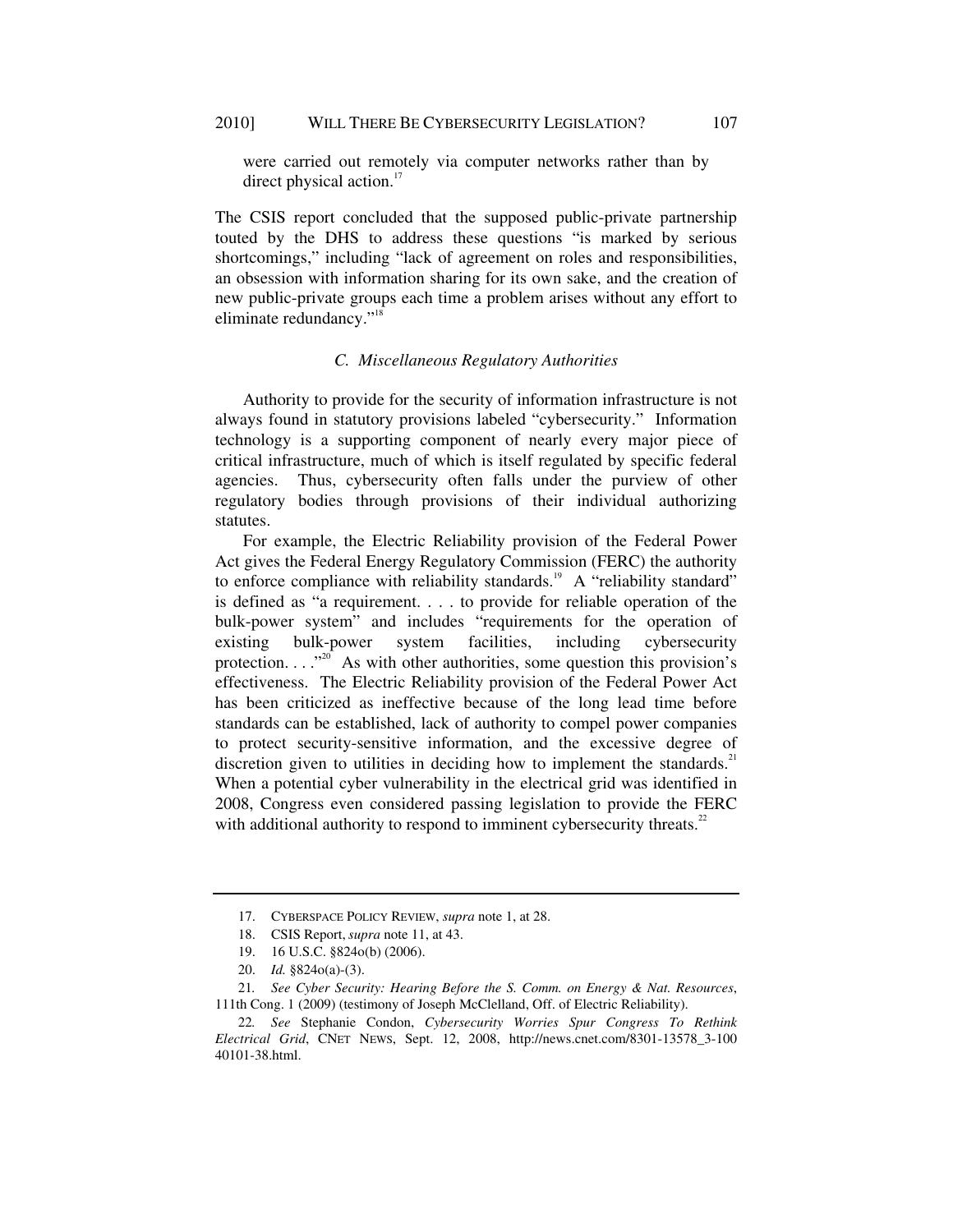were carried out remotely via computer networks rather than by direct physical action.[17]

The CSIS report concluded that the supposed public-private partnership touted by the DHS to address these questions "is marked by serious shortcomings," including "lack of agreement on roles and responsibilities, an obsession with information sharing for its own sake, and the creation of new public-private groups each time a problem arises without any effort to eliminate redundancy."[18]

### *C. Miscellaneous Regulatory Authorities*

Authority to provide for the security of information infrastructure is not always found in statutory provisions labeled "cybersecurity." Information technology is a supporting component of nearly every major piece of critical infrastructure, much of which is itself regulated by specific federal agencies. Thus, cybersecurity often falls under the purview of other regulatory bodies through provisions of their individual authorizing statutes.

For example, the Electric Reliability provision of the Federal Power Act gives the Federal Energy Regulatory Commission (FERC) the authority to enforce compliance with reliability standards.[19] A "reliability standard" is defined as "a requirement. . . . to provide for reliable operation of the bulk-power system" and includes "requirements for the operation of existing bulk-power system facilities, including cybersecurity protection. . . ."[20] As with other authorities, some question this provision's effectiveness. The Electric Reliability provision of the Federal Power Act has been criticized as ineffective because of the long lead time before standards can be established, lack of authority to compel power companies to protect security-sensitive information, and the excessive degree of discretion given to utilities in deciding how to implement the standards.[21] When a potential cyber vulnerability in the electrical grid was identified in 2008, Congress even considered passing legislation to provide the FERC with additional authority to respond to imminent cybersecurity threats.[22]

---

17. CYBERSPACE POLICY REVIEW, *supra* note 1, at 28.

18. CSIS Report, *supra* note 11, at 43.

19. 16 U.S.C. §824o(b) (2006).

20. *Id.* §824o(a)-(3).

21. *See Cyber Security: Hearing Before the S. Comm. on Energy & Nat. Resources*, 111th Cong. 1 (2009) (testimony of Joseph McClelland, Off. of Electric Reliability).

22. *See* Stephanie Condon, *Cybersecurity Worries Spur Congress To Rethink Electrical Grid*, CNET NEWS, Sept. 12, 2008, http://news.cnet.com/8301-13578_3-10040101-38.html.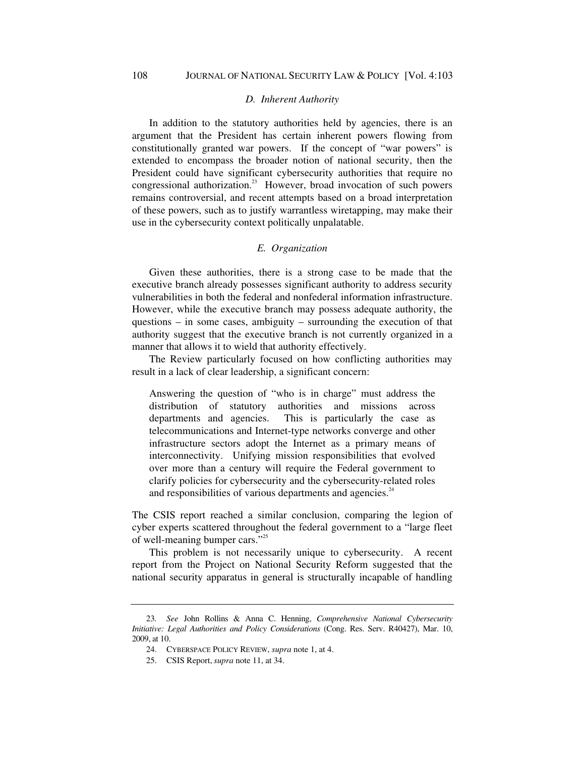### *D. Inherent Authority*

In addition to the statutory authorities held by agencies, there is an argument that the President has certain inherent powers flowing from constitutionally granted war powers. If the concept of "war powers" is extended to encompass the broader notion of national security, then the President could have significant cybersecurity authorities that require no congressional authorization.[23] However, broad invocation of such powers remains controversial, and recent attempts based on a broad interpretation of these powers, such as to justify warrantless wiretapping, may make their use in the cybersecurity context politically unpalatable.

### *E. Organization*

Given these authorities, there is a strong case to be made that the executive branch already possesses significant authority to address security vulnerabilities in both the federal and nonfederal information infrastructure. However, while the executive branch may possess adequate authority, the questions – in some cases, ambiguity – surrounding the execution of that authority suggest that the executive branch is not currently organized in a manner that allows it to wield that authority effectively.

The Review particularly focused on how conflicting authorities may result in a lack of clear leadership, a significant concern:

> Answering the question of "who is in charge" must address the distribution of statutory authorities and missions across departments and agencies. This is particularly the case as telecommunications and Internet-type networks converge and other infrastructure sectors adopt the Internet as a primary means of interconnectivity. Unifying mission responsibilities that evolved over more than a century will require the Federal government to clarify policies for cybersecurity and the cybersecurity-related roles and responsibilities of various departments and agencies.[24]

The CSIS report reached a similar conclusion, comparing the legion of cyber experts scattered throughout the federal government to a "large fleet of well-meaning bumper cars."[25]

This problem is not necessarily unique to cybersecurity. A recent report from the Project on National Security Reform suggested that the national security apparatus in general is structurally incapable of handling

---

23. *See* John Rollins & Anna C. Henning, *Comprehensive National Cybersecurity Initiative: Legal Authorities and Policy Considerations* (Cong. Res. Serv. R40427), Mar. 10, 2009, at 10.

24. CYBERSPACE POLICY REVIEW, *supra* note 1, at 4.

25. CSIS Report, *supra* note 11, at 34.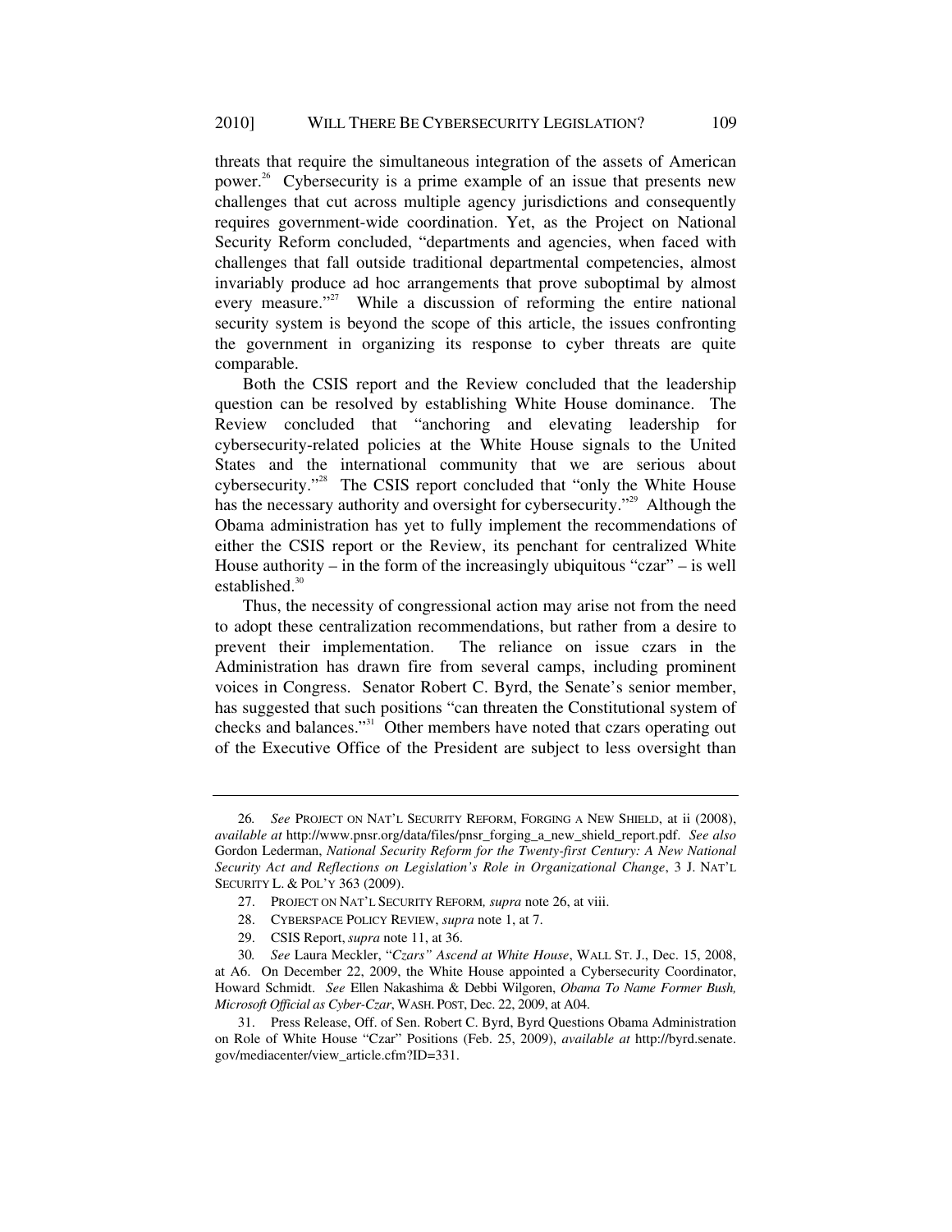threats that require the simultaneous integration of the assets of American power.[26] Cybersecurity is a prime example of an issue that presents new challenges that cut across multiple agency jurisdictions and consequently requires government-wide coordination. Yet, as the Project on National Security Reform concluded, "departments and agencies, when faced with challenges that fall outside traditional departmental competencies, almost invariably produce ad hoc arrangements that prove suboptimal by almost every measure."[27] While a discussion of reforming the entire national security system is beyond the scope of this article, the issues confronting the government in organizing its response to cyber threats are quite comparable.

Both the CSIS report and the Review concluded that the leadership question can be resolved by establishing White House dominance. The Review concluded that "anchoring and elevating leadership for cybersecurity-related policies at the White House signals to the United States and the international community that we are serious about cybersecurity."[28] The CSIS report concluded that "only the White House has the necessary authority and oversight for cybersecurity."[29] Although the Obama administration has yet to fully implement the recommendations of either the CSIS report or the Review, its penchant for centralized White House authority – in the form of the increasingly ubiquitous "czar" – is well established.[30]

Thus, the necessity of congressional action may arise not from the need to adopt these centralization recommendations, but rather from a desire to prevent their implementation. The reliance on issue czars in the Administration has drawn fire from several camps, including prominent voices in Congress. Senator Robert C. Byrd, the Senate's senior member, has suggested that such positions "can threaten the Constitutional system of checks and balances."[31] Other members have noted that czars operating out of the Executive Office of the President are subject to less oversight than

---

26. *See* PROJECT ON NAT'L SECURITY REFORM, FORGING A NEW SHIELD, at ii (2008), *available at* http://www.pnsr.org/data/files/pnsr_forging_a_new_shield_report.pdf. *See also* Gordon Lederman, *National Security Reform for the Twenty-first Century: A New National Security Act and Reflections on Legislation's Role in Organizational Change*, 3 J. NAT'L SECURITY L. & POL'Y 363 (2009).

27. PROJECT ON NAT'L SECURITY REFORM, *supra* note 26, at viii.

28. CYBERSPACE POLICY REVIEW, *supra* note 1, at 7.

29. CSIS Report, *supra* note 11, at 36.

30. *See* Laura Meckler, "*Czars" Ascend at White House*, WALL ST. J., Dec. 15, 2008, at A6. On December 22, 2009, the White House appointed a Cybersecurity Coordinator, Howard Schmidt. *See* Ellen Nakashima & Debbi Wilgoren, *Obama To Name Former Bush, Microsoft Official as Cyber-Czar*, WASH. POST, Dec. 22, 2009, at A04.

31. Press Release, Off. of Sen. Robert C. Byrd, Byrd Questions Obama Administration on Role of White House "Czar" Positions (Feb. 25, 2009), *available at* http://byrd.senate.gov/mediacenter/view_article.cfm?ID=331.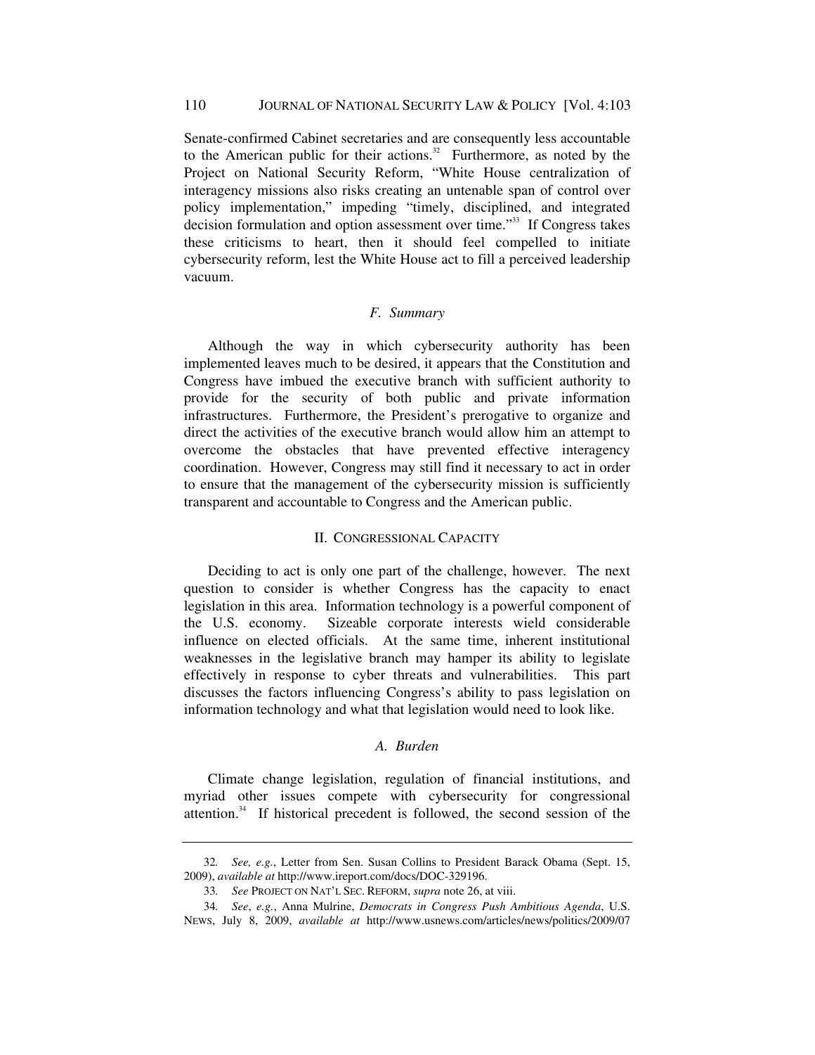Senate-confirmed Cabinet secretaries and are consequently less accountable to the American public for their actions.[32] Furthermore, as noted by the Project on National Security Reform, "White House centralization of interagency missions also risks creating an untenable span of control over policy implementation," impeding "timely, disciplined, and integrated decision formulation and option assessment over time."[33] If Congress takes these criticisms to heart, then it should feel compelled to initiate cybersecurity reform, lest the White House act to fill a perceived leadership vacuum.

### *F. Summary*

Although the way in which cybersecurity authority has been implemented leaves much to be desired, it appears that the Constitution and Congress have imbued the executive branch with sufficient authority to provide for the security of both public and private information infrastructures. Furthermore, the President's prerogative to organize and direct the activities of the executive branch would allow him an attempt to overcome the obstacles that have prevented effective interagency coordination. However, Congress may still find it necessary to act in order to ensure that the management of the cybersecurity mission is sufficiently transparent and accountable to Congress and the American public.

## II. CONGRESSIONAL CAPACITY

Deciding to act is only one part of the challenge, however. The next question to consider is whether Congress has the capacity to enact legislation in this area. Information technology is a powerful component of the U.S. economy. Sizeable corporate interests wield considerable influence on elected officials. At the same time, inherent institutional weaknesses in the legislative branch may hamper its ability to legislate effectively in response to cyber threats and vulnerabilities. This part discusses the factors influencing Congress's ability to pass legislation on information technology and what that legislation would need to look like.

### *A. Burden*

Climate change legislation, regulation of financial institutions, and myriad other issues compete with cybersecurity for congressional attention.[34] If historical precedent is followed, the second session of the

---

32. *See, e.g.*, Letter from Sen. Susan Collins to President Barack Obama (Sept. 15, 2009), *available at* http://www.ireport.com/docs/DOC-329196.

33. *See* PROJECT ON NAT'L SEC. REFORM, *supra* note 26, at viii.

34. *See*, *e.g.*, Anna Mulrine, *Democrats in Congress Push Ambitious Agenda*, U.S. NEWS, July 8, 2009, *available at* http://www.usnews.com/articles/news/politics/2009/07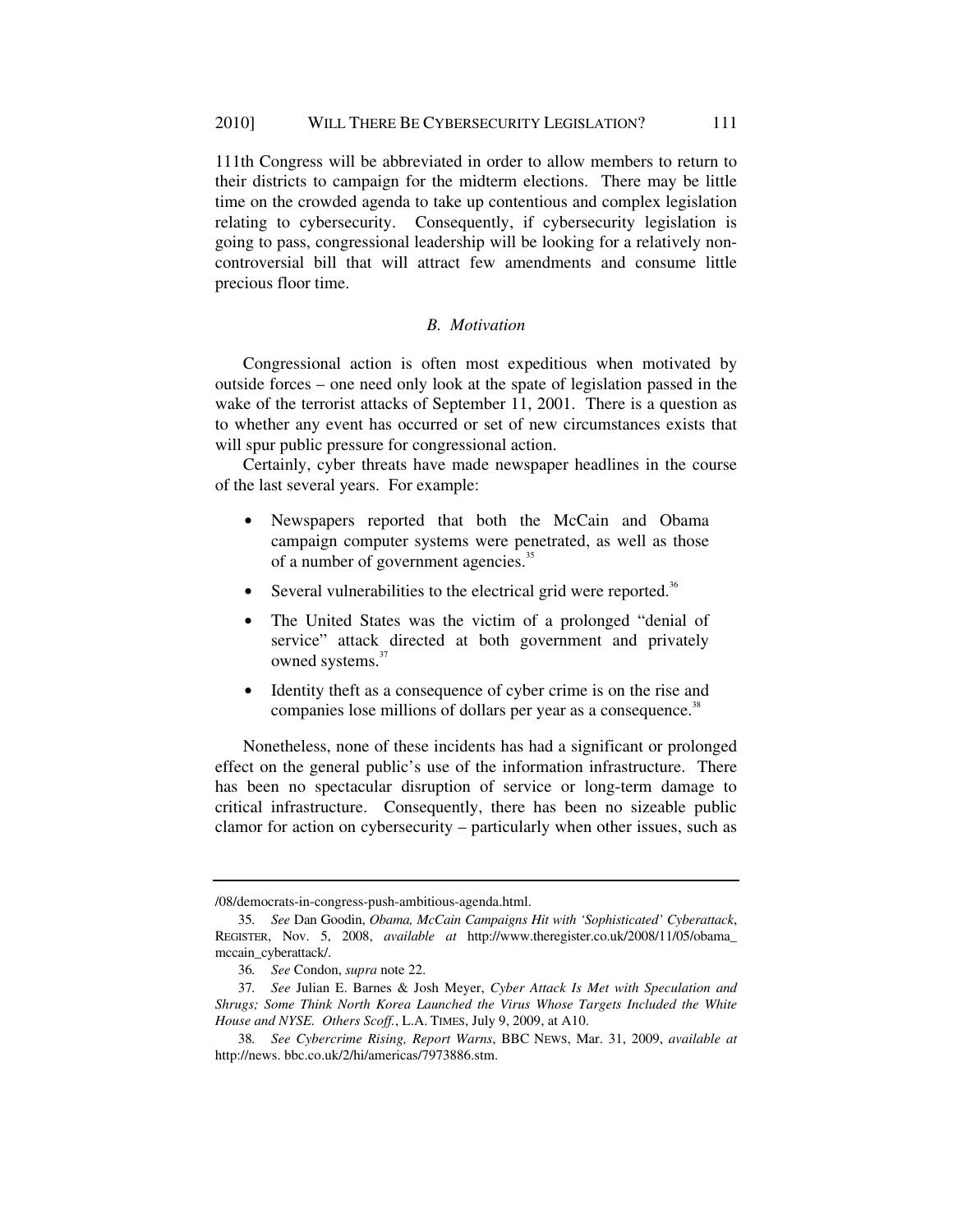111th Congress will be abbreviated in order to allow members to return to their districts to campaign for the midterm elections. There may be little time on the crowded agenda to take up contentious and complex legislation relating to cybersecurity. Consequently, if cybersecurity legislation is going to pass, congressional leadership will be looking for a relatively non-controversial bill that will attract few amendments and consume little precious floor time.

### *B. Motivation*

Congressional action is often most expeditious when motivated by outside forces – one need only look at the spate of legislation passed in the wake of the terrorist attacks of September 11, 2001. There is a question as to whether any event has occurred or set of new circumstances exists that will spur public pressure for congressional action.

Certainly, cyber threats have made newspaper headlines in the course of the last several years. For example:

- Newspapers reported that both the McCain and Obama campaign computer systems were penetrated, as well as those of a number of government agencies.[35]
- Several vulnerabilities to the electrical grid were reported.[36]
- The United States was the victim of a prolonged "denial of service" attack directed at both government and privately owned systems.[37]
- Identity theft as a consequence of cyber crime is on the rise and companies lose millions of dollars per year as a consequence.[38]

Nonetheless, none of these incidents has had a significant or prolonged effect on the general public's use of the information infrastructure. There has been no spectacular disruption of service or long-term damage to critical infrastructure. Consequently, there has been no sizeable public clamor for action on cybersecurity – particularly when other issues, such as

---

/08/democrats-in-congress-push-ambitious-agenda.html.

35. *See* Dan Goodin, *Obama, McCain Campaigns Hit with 'Sophisticated' Cyberattack*, REGISTER, Nov. 5, 2008, *available at* http://www.theregister.co.uk/2008/11/05/obama_mccain_cyberattack/.

36. *See* Condon, *supra* note 22.

37. *See* Julian E. Barnes & Josh Meyer, *Cyber Attack Is Met with Speculation and Shrugs; Some Think North Korea Launched the Virus Whose Targets Included the White House and NYSE. Others Scoff.*, L.A. TIMES, July 9, 2009, at A10.

38. *See Cybercrime Rising, Report Warns*, BBC NEWS, Mar. 31, 2009, *available at* http://news. bbc.co.uk/2/hi/americas/7973886.stm.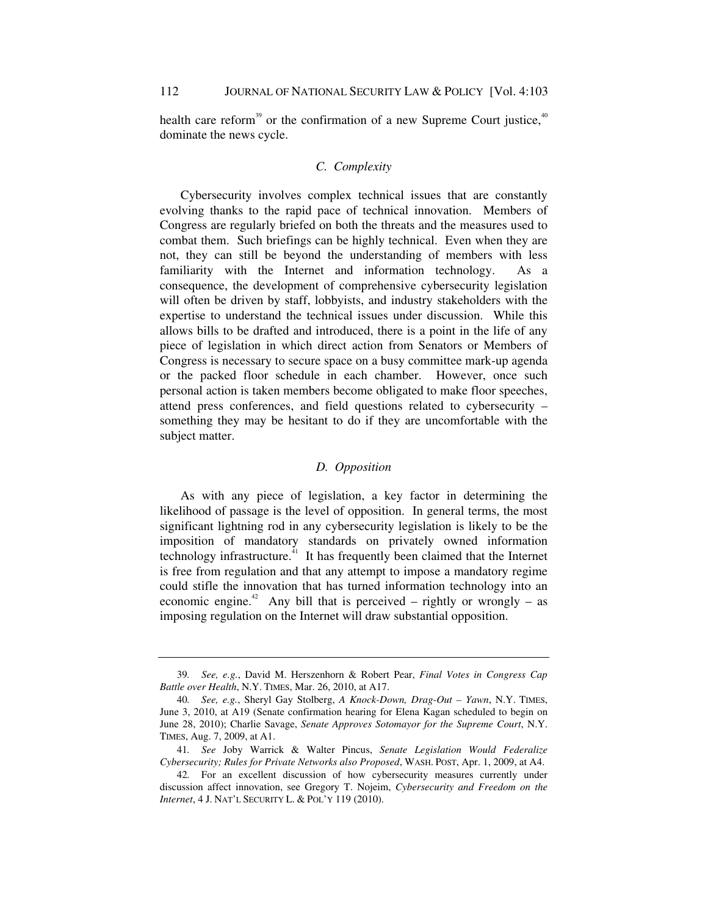health care reform[39] or the confirmation of a new Supreme Court justice,[40] dominate the news cycle.

### *C. Complexity*

Cybersecurity involves complex technical issues that are constantly evolving thanks to the rapid pace of technical innovation. Members of Congress are regularly briefed on both the threats and the measures used to combat them. Such briefings can be highly technical. Even when they are not, they can still be beyond the understanding of members with less familiarity with the Internet and information technology. As a consequence, the development of comprehensive cybersecurity legislation will often be driven by staff, lobbyists, and industry stakeholders with the expertise to understand the technical issues under discussion. While this allows bills to be drafted and introduced, there is a point in the life of any piece of legislation in which direct action from Senators or Members of Congress is necessary to secure space on a busy committee mark-up agenda or the packed floor schedule in each chamber. However, once such personal action is taken members become obligated to make floor speeches, attend press conferences, and field questions related to cybersecurity – something they may be hesitant to do if they are uncomfortable with the subject matter.

### *D. Opposition*

As with any piece of legislation, a key factor in determining the likelihood of passage is the level of opposition. In general terms, the most significant lightning rod in any cybersecurity legislation is likely to be the imposition of mandatory standards on privately owned information technology infrastructure.[41] It has frequently been claimed that the Internet is free from regulation and that any attempt to impose a mandatory regime could stifle the innovation that has turned information technology into an economic engine.[42] Any bill that is perceived – rightly or wrongly – as imposing regulation on the Internet will draw substantial opposition.

---

39. *See, e.g.*, David M. Herszenhorn & Robert Pear, *Final Votes in Congress Cap Battle over Health*, N.Y. TIMES, Mar. 26, 2010, at A17.

40. *See, e.g.*, Sheryl Gay Stolberg, *A Knock-Down, Drag-Out – Yawn*, N.Y. TIMES, June 3, 2010, at A19 (Senate confirmation hearing for Elena Kagan scheduled to begin on June 28, 2010); Charlie Savage, *Senate Approves Sotomayor for the Supreme Court*, N.Y. TIMES, Aug. 7, 2009, at A1.

41. *See* Joby Warrick & Walter Pincus, *Senate Legislation Would Federalize Cybersecurity; Rules for Private Networks also Proposed*, WASH. POST, Apr. 1, 2009, at A4.

42. For an excellent discussion of how cybersecurity measures currently under discussion affect innovation, see Gregory T. Nojeim, *Cybersecurity and Freedom on the Internet*, 4 J. NAT'L SECURITY L. & POL'Y 119 (2010).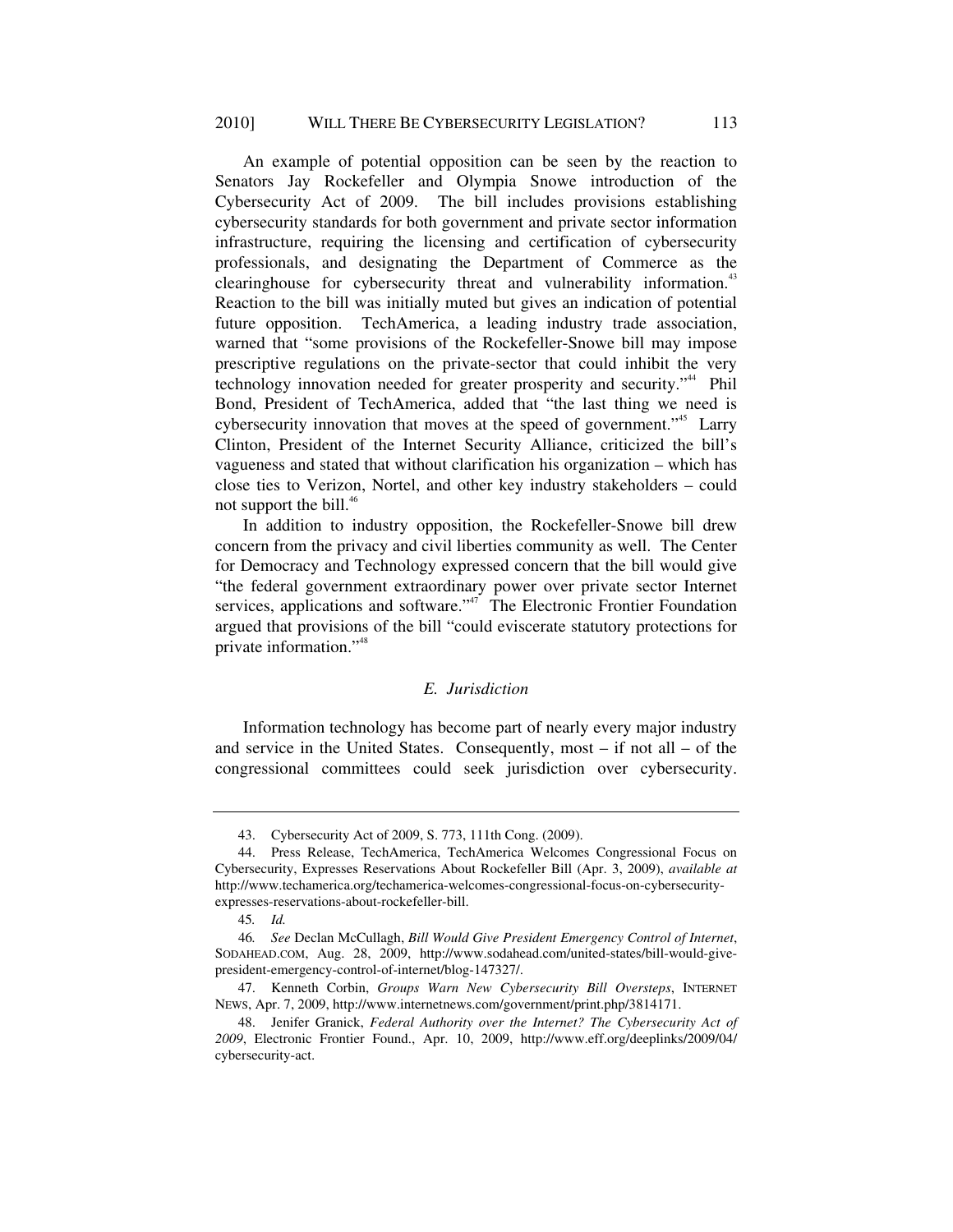An example of potential opposition can be seen by the reaction to Senators Jay Rockefeller and Olympia Snowe introduction of the Cybersecurity Act of 2009. The bill includes provisions establishing cybersecurity standards for both government and private sector information infrastructure, requiring the licensing and certification of cybersecurity professionals, and designating the Department of Commerce as the clearinghouse for cybersecurity threat and vulnerability information.[43] Reaction to the bill was initially muted but gives an indication of potential future opposition. TechAmerica, a leading industry trade association, warned that "some provisions of the Rockefeller-Snowe bill may impose prescriptive regulations on the private-sector that could inhibit the very technology innovation needed for greater prosperity and security."[44] Phil Bond, President of TechAmerica, added that "the last thing we need is cybersecurity innovation that moves at the speed of government."[45] Larry Clinton, President of the Internet Security Alliance, criticized the bill's vagueness and stated that without clarification his organization – which has close ties to Verizon, Nortel, and other key industry stakeholders – could not support the bill.[46]

In addition to industry opposition, the Rockefeller-Snowe bill drew concern from the privacy and civil liberties community as well. The Center for Democracy and Technology expressed concern that the bill would give "the federal government extraordinary power over private sector Internet services, applications and software."[47] The Electronic Frontier Foundation argued that provisions of the bill "could eviscerate statutory protections for private information."[48]

### *E. Jurisdiction*

Information technology has become part of nearly every major industry and service in the United States. Consequently, most – if not all – of the congressional committees could seek jurisdiction over cybersecurity.

---

43. Cybersecurity Act of 2009, S. 773, 111th Cong. (2009).

44. Press Release, TechAmerica, TechAmerica Welcomes Congressional Focus on Cybersecurity, Expresses Reservations About Rockefeller Bill (Apr. 3, 2009), *available at* http://www.techamerica.org/techamerica-welcomes-congressional-focus-on-cybersecurity-expresses-reservations-about-rockefeller-bill.

45. *Id.*

46. *See* Declan McCullagh, *Bill Would Give President Emergency Control of Internet*, SODAHEAD.COM, Aug. 28, 2009, http://www.sodahead.com/united-states/bill-would-give-president-emergency-control-of-internet/blog-147327/.

47. Kenneth Corbin, *Groups Warn New Cybersecurity Bill Oversteps*, INTERNET NEWS, Apr. 7, 2009, http://www.internetnews.com/government/print.php/3814171.

48. Jenifer Granick, *Federal Authority over the Internet? The Cybersecurity Act of 2009*, Electronic Frontier Found., Apr. 10, 2009, http://www.eff.org/deeplinks/2009/04/cybersecurity-act.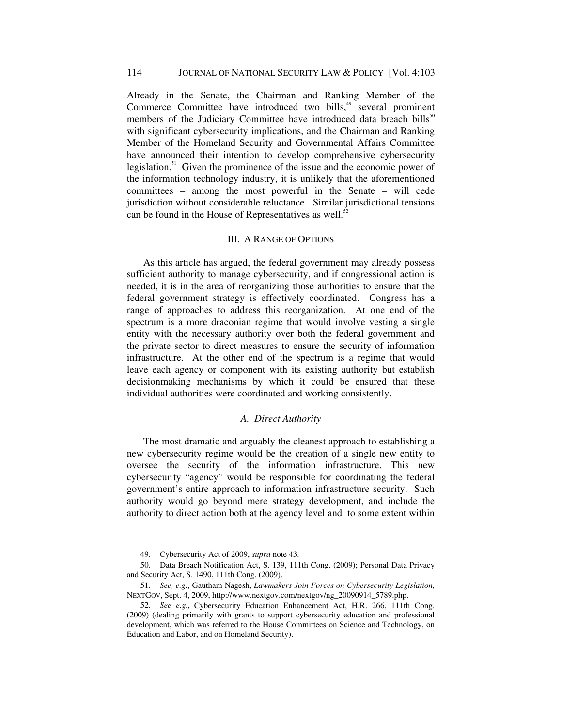Already in the Senate, the Chairman and Ranking Member of the Commerce Committee have introduced two bills,[49] several prominent members of the Judiciary Committee have introduced data breach bills[50] with significant cybersecurity implications, and the Chairman and Ranking Member of the Homeland Security and Governmental Affairs Committee have announced their intention to develop comprehensive cybersecurity legislation.[51] Given the prominence of the issue and the economic power of the information technology industry, it is unlikely that the aforementioned committees – among the most powerful in the Senate – will cede jurisdiction without considerable reluctance. Similar jurisdictional tensions can be found in the House of Representatives as well.[52]

## III. A RANGE OF OPTIONS

As this article has argued, the federal government may already possess sufficient authority to manage cybersecurity, and if congressional action is needed, it is in the area of reorganizing those authorities to ensure that the federal government strategy is effectively coordinated. Congress has a range of approaches to address this reorganization. At one end of the spectrum is a more draconian regime that would involve vesting a single entity with the necessary authority over both the federal government and the private sector to direct measures to ensure the security of information infrastructure. At the other end of the spectrum is a regime that would leave each agency or component with its existing authority but establish decisionmaking mechanisms by which it could be ensured that these individual authorities were coordinated and working consistently.

### *A. Direct Authority*

The most dramatic and arguably the cleanest approach to establishing a new cybersecurity regime would be the creation of a single new entity to oversee the security of the information infrastructure. This new cybersecurity "agency" would be responsible for coordinating the federal government's entire approach to information infrastructure security. Such authority would go beyond mere strategy development, and include the authority to direct action both at the agency level and to some extent within

---

49. Cybersecurity Act of 2009, *supra* note 43.

50. Data Breach Notification Act, S. 139, 111th Cong. (2009); Personal Data Privacy and Security Act, S. 1490, 111th Cong. (2009).

51. *See, e.g.*, Gautham Nagesh, *Lawmakers Join Forces on Cybersecurity Legislation*, NEXTGOV, Sept. 4, 2009, http://www.nextgov.com/nextgov/ng_20090914_5789.php.

52. *See e.g.*, Cybersecurity Education Enhancement Act, H.R. 266, 111th Cong. (2009) (dealing primarily with grants to support cybersecurity education and professional development, which was referred to the House Committees on Science and Technology, on Education and Labor, and on Homeland Security).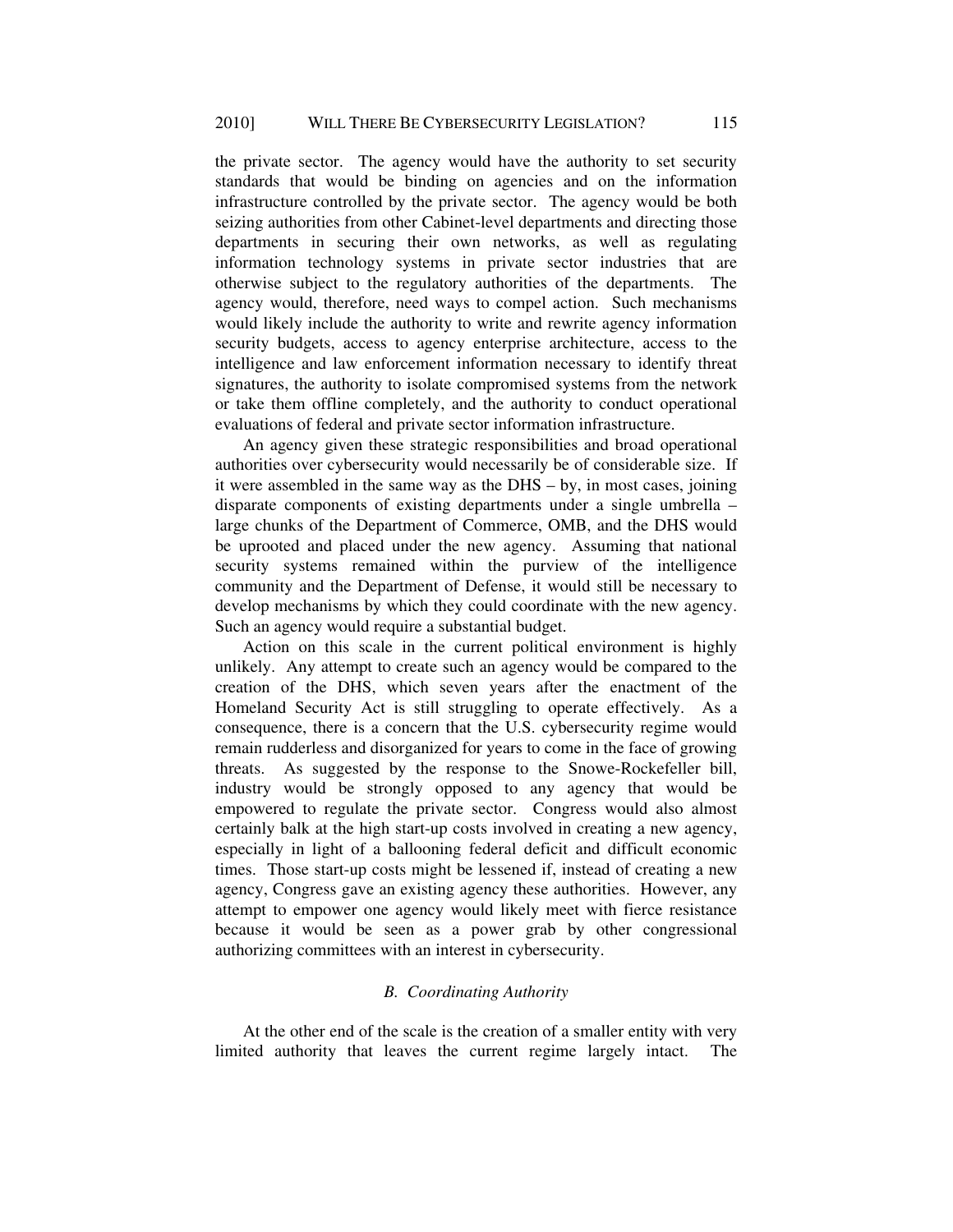the private sector. The agency would have the authority to set security standards that would be binding on agencies and on the information infrastructure controlled by the private sector. The agency would be both seizing authorities from other Cabinet-level departments and directing those departments in securing their own networks, as well as regulating information technology systems in private sector industries that are otherwise subject to the regulatory authorities of the departments. The agency would, therefore, need ways to compel action. Such mechanisms would likely include the authority to write and rewrite agency information security budgets, access to agency enterprise architecture, access to the intelligence and law enforcement information necessary to identify threat signatures, the authority to isolate compromised systems from the network or take them offline completely, and the authority to conduct operational evaluations of federal and private sector information infrastructure.

An agency given these strategic responsibilities and broad operational authorities over cybersecurity would necessarily be of considerable size. If it were assembled in the same way as the DHS – by, in most cases, joining disparate components of existing departments under a single umbrella – large chunks of the Department of Commerce, OMB, and the DHS would be uprooted and placed under the new agency. Assuming that national security systems remained within the purview of the intelligence community and the Department of Defense, it would still be necessary to develop mechanisms by which they could coordinate with the new agency. Such an agency would require a substantial budget.

Action on this scale in the current political environment is highly unlikely. Any attempt to create such an agency would be compared to the creation of the DHS, which seven years after the enactment of the Homeland Security Act is still struggling to operate effectively. As a consequence, there is a concern that the U.S. cybersecurity regime would remain rudderless and disorganized for years to come in the face of growing threats. As suggested by the response to the Snowe-Rockefeller bill, industry would be strongly opposed to any agency that would be empowered to regulate the private sector. Congress would also almost certainly balk at the high start-up costs involved in creating a new agency, especially in light of a ballooning federal deficit and difficult economic times. Those start-up costs might be lessened if, instead of creating a new agency, Congress gave an existing agency these authorities. However, any attempt to empower one agency would likely meet with fierce resistance because it would be seen as a power grab by other congressional authorizing committees with an interest in cybersecurity.

### *B. Coordinating Authority*

At the other end of the scale is the creation of a smaller entity with very limited authority that leaves the current regime largely intact. The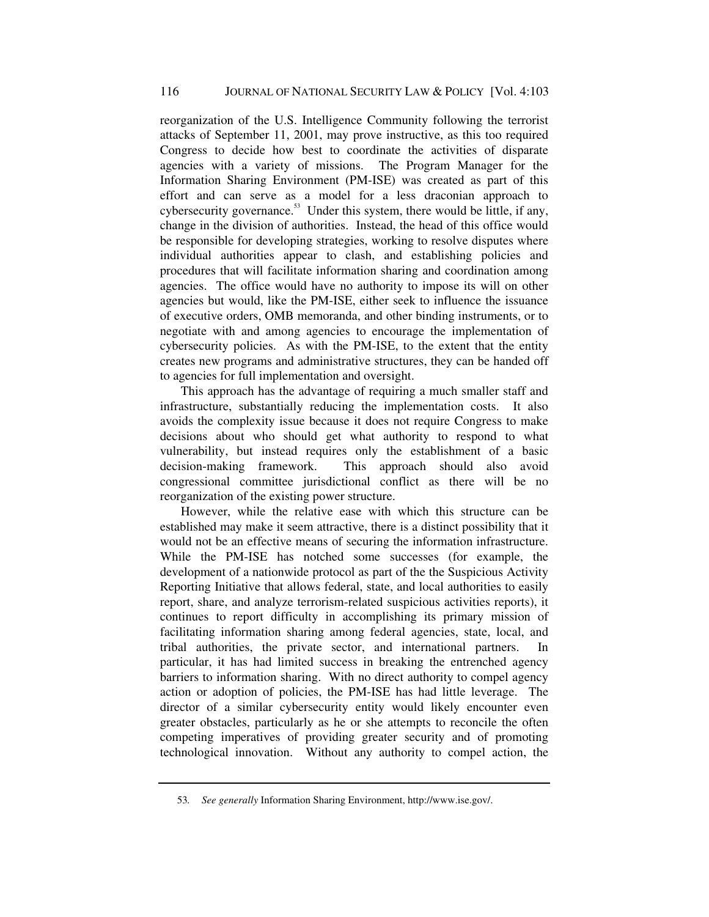reorganization of the U.S. Intelligence Community following the terrorist attacks of September 11, 2001, may prove instructive, as this too required Congress to decide how best to coordinate the activities of disparate agencies with a variety of missions. The Program Manager for the Information Sharing Environment (PM-ISE) was created as part of this effort and can serve as a model for a less draconian approach to cybersecurity governance.[53] Under this system, there would be little, if any, change in the division of authorities. Instead, the head of this office would be responsible for developing strategies, working to resolve disputes where individual authorities appear to clash, and establishing policies and procedures that will facilitate information sharing and coordination among agencies. The office would have no authority to impose its will on other agencies but would, like the PM-ISE, either seek to influence the issuance of executive orders, OMB memoranda, and other binding instruments, or to negotiate with and among agencies to encourage the implementation of cybersecurity policies. As with the PM-ISE, to the extent that the entity creates new programs and administrative structures, they can be handed off to agencies for full implementation and oversight.

This approach has the advantage of requiring a much smaller staff and infrastructure, substantially reducing the implementation costs. It also avoids the complexity issue because it does not require Congress to make decisions about who should get what authority to respond to what vulnerability, but instead requires only the establishment of a basic decision-making framework. This approach should also avoid congressional committee jurisdictional conflict as there will be no reorganization of the existing power structure.

However, while the relative ease with which this structure can be established may make it seem attractive, there is a distinct possibility that it would not be an effective means of securing the information infrastructure. While the PM-ISE has notched some successes (for example, the development of a nationwide protocol as part of the the Suspicious Activity Reporting Initiative that allows federal, state, and local authorities to easily report, share, and analyze terrorism-related suspicious activities reports), it continues to report difficulty in accomplishing its primary mission of facilitating information sharing among federal agencies, state, local, and tribal authorities, the private sector, and international partners. In particular, it has had limited success in breaking the entrenched agency barriers to information sharing. With no direct authority to compel agency action or adoption of policies, the PM-ISE has had little leverage. The director of a similar cybersecurity entity would likely encounter even greater obstacles, particularly as he or she attempts to reconcile the often competing imperatives of providing greater security and of promoting technological innovation. Without any authority to compel action, the

---

53. *See generally* Information Sharing Environment, http://www.ise.gov/.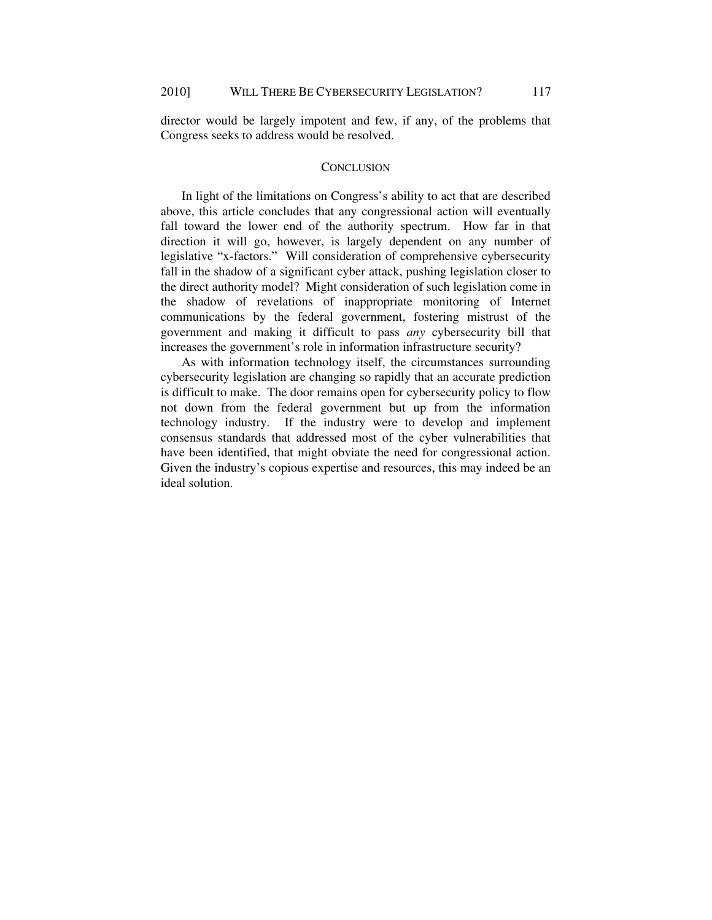director would be largely impotent and few, if any, of the problems that Congress seeks to address would be resolved.

## CONCLUSION

In light of the limitations on Congress's ability to act that are described above, this article concludes that any congressional action will eventually fall toward the lower end of the authority spectrum. How far in that direction it will go, however, is largely dependent on any number of legislative "x-factors." Will consideration of comprehensive cybersecurity fall in the shadow of a significant cyber attack, pushing legislation closer to the direct authority model? Might consideration of such legislation come in the shadow of revelations of inappropriate monitoring of Internet communications by the federal government, fostering mistrust of the government and making it difficult to pass *any* cybersecurity bill that increases the government's role in information infrastructure security?

As with information technology itself, the circumstances surrounding cybersecurity legislation are changing so rapidly that an accurate prediction is difficult to make. The door remains open for cybersecurity policy to flow not down from the federal government but up from the information technology industry. If the industry were to develop and implement consensus standards that addressed most of the cyber vulnerabilities that have been identified, that might obviate the need for congressional action. Given the industry's copious expertise and resources, this may indeed be an ideal solution.